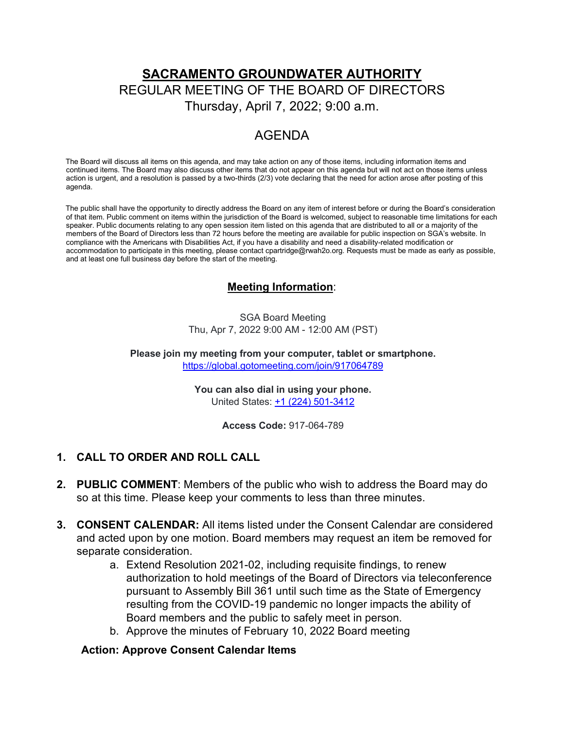# SACRAMENTO GROUNDWATER AUTHORITY

## REGULAR MEETING OF THE BOARD OF DIRECTORS

Thursday, April 7, 2022; 9:00 a.m.

## AGENDA

The Board will discuss all items on this agenda, and may take action on any of those items, including information items and continued items. The Board may also discuss other items that do not appear on this agenda but will not act on those items unless action is urgent, and a resolution is passed by a two-thirds (2/3) vote declaring that the need for action arose after posting of this agenda.

The public shall have the opportunity to directly address the Board on any item of interest before or during the Board's consideration of that item. Public comment on items within the jurisdiction of the Board is welcomed, subject to reasonable time limitations for each speaker. Public documents relating to any open session item listed on this agenda that are distributed to all or a majority of the members of the Board of Directors less than 72 hours before the meeting are available for public inspection on SGA's website. In compliance with the Americans with Disabilities Act, if you have a disability and need a disability-related modification or accommodation to participate in this meeting, please contact cpartridge@rwah2o.org. Requests must be made as early as possible, and at least one full business day before the start of the meeting.

**Meeting Information**:

SGA Board Meeting
Thu, Apr 7, 2022 9:00 AM - 12:00 AM (PST)

**Please join my meeting from your computer, tablet or smartphone.**
https://global.gotomeeting.com/join/917064789

**You can also dial in using your phone.**
United States: +1 (224) 501-3412

**Access Code:** 917-064-789

1. **CALL TO ORDER AND ROLL CALL**

2. **PUBLIC COMMENT**: Members of the public who wish to address the Board may do so at this time. Please keep your comments to less than three minutes.

3. **CONSENT CALENDAR:** All items listed under the Consent Calendar are considered and acted upon by one motion. Board members may request an item be removed for separate consideration.
   a. Extend Resolution 2021-02, including requisite findings, to renew authorization to hold meetings of the Board of Directors via teleconference pursuant to Assembly Bill 361 until such time as the State of Emergency resulting from the COVID-19 pandemic no longer impacts the ability of Board members and the public to safely meet in person.
   b. Approve the minutes of February 10, 2022 Board meeting

   **Action: Approve Consent Calendar Items**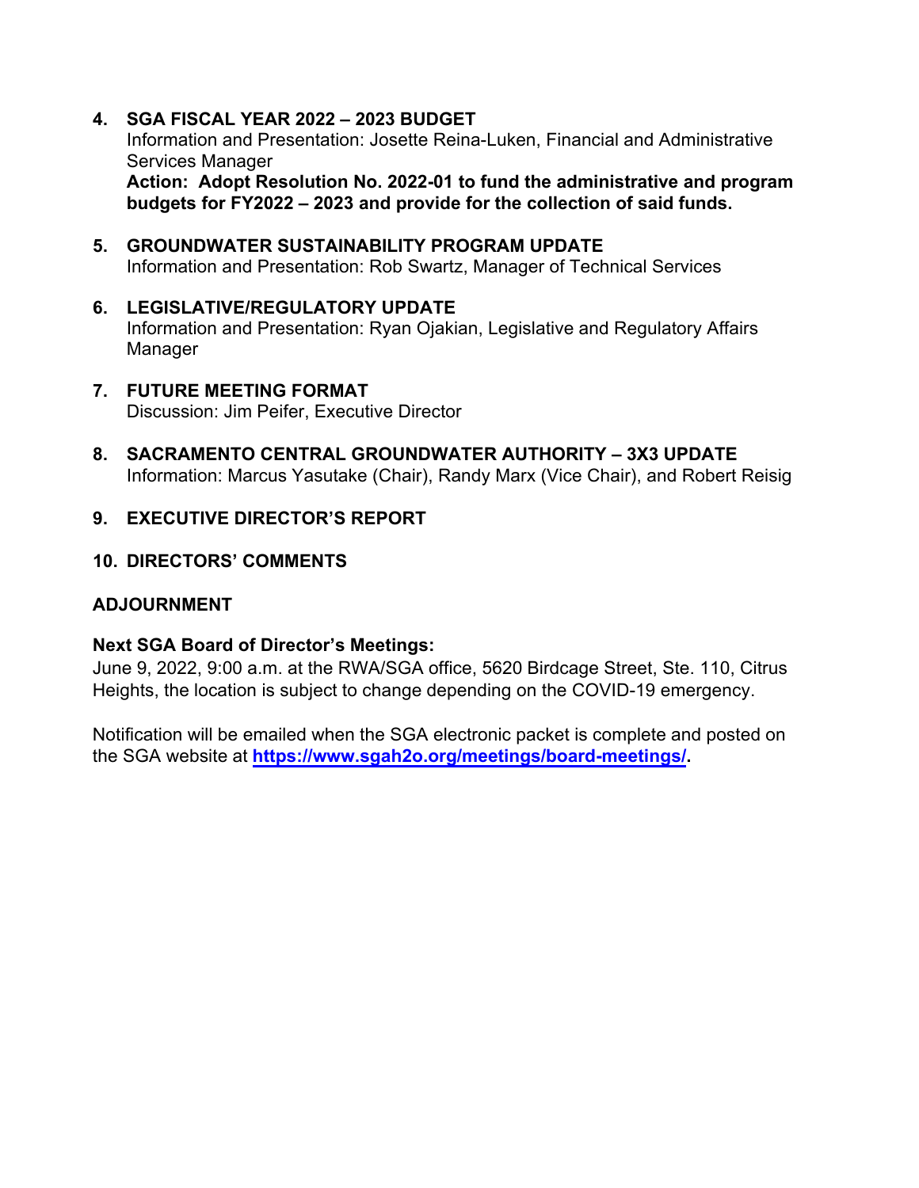4. **SGA FISCAL YEAR 2022 – 2023 BUDGET**
   Information and Presentation: Josette Reina-Luken, Financial and Administrative Services Manager
   **Action: Adopt Resolution No. 2022-01 to fund the administrative and program budgets for FY2022 – 2023 and provide for the collection of said funds.**

5. **GROUNDWATER SUSTAINABILITY PROGRAM UPDATE**
   Information and Presentation: Rob Swartz, Manager of Technical Services

6. **LEGISLATIVE/REGULATORY UPDATE**
   Information and Presentation: Ryan Ojakian, Legislative and Regulatory Affairs Manager

7. **FUTURE MEETING FORMAT**
   Discussion: Jim Peifer, Executive Director

8. **SACRAMENTO CENTRAL GROUNDWATER AUTHORITY – 3X3 UPDATE**
   Information: Marcus Yasutake (Chair), Randy Marx (Vice Chair), and Robert Reisig

9. **EXECUTIVE DIRECTOR'S REPORT**

10. **DIRECTORS' COMMENTS**

**ADJOURNMENT**

**Next SGA Board of Director's Meetings:**
June 9, 2022, 9:00 a.m. at the RWA/SGA office, 5620 Birdcage Street, Ste. 110, Citrus Heights, the location is subject to change depending on the COVID-19 emergency.

Notification will be emailed when the SGA electronic packet is complete and posted on the SGA website at **https://www.sgah2o.org/meetings/board-meetings/.**